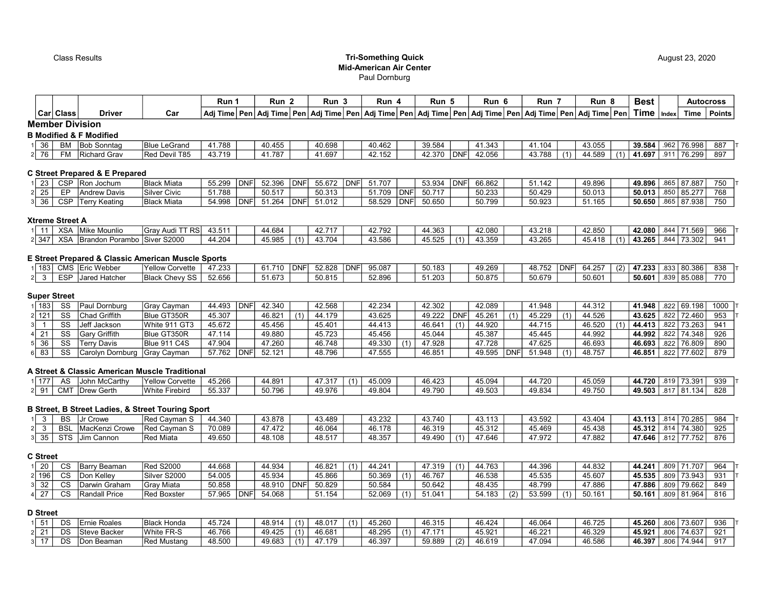Class Results

**Tri-Something Quick**
**Mid-American Air Center**
Paul Dornburg

August 23, 2020

| | Car | Class | Driver | Car | Run 1 | | Run 2 | | Run 3 | | Run 4 | | Run 5 | | Run 6 | | Run 7 | | Run 8 | | Best | | Autocross | | |
|---|---|---|---|---|---|---|---|---|---|---|---|---|---|---|---|---|---|---|---|---|---|---|---|---|---|
| | | | | | Adj Time | Pen | Adj Time | Pen | Adj Time | Pen | Adj Time | Pen | Adj Time | Pen | Adj Time | Pen | Adj Time | Pen | Adj Time | Pen | Time | Index | Time | Points | |
| **Member Division** | | | | | | | | | | | | | | | | | | | | | | | | | |
| **B Modified & F Modified** | | | | | | | | | | | | | | | | | | | | | | | | | |
| 1 | 36 | BM | Bob Sonntag | Blue LeGrand | 41.788 | | 40.455 | | 40.698 | | 40.462 | | 39.584 | | 41.343 | | 41.104 | | 43.055 | | **39.584** | .962 | 76.998 | 887 | T |
| 2 | 76 | FM | Richard Grav | Red Devil T85 | 43.719 | | 41.787 | | 41.697 | | 42.152 | | 42.370 | DNF | 42.056 | | 43.788 | (1) | 44.589 | (1) | **41.697** | .911 | 76.299 | 897 | |
| **C Street Prepared & E Prepared** | | | | | | | | | | | | | | | | | | | | | | | | | |
| 1 | 23 | CSP | Ron Jochum | Black Miata | 55.299 | DNF | 52.396 | DNF | 55.672 | DNF | 51.707 | | 53.934 | DNF | 66.862 | | 51.142 | | 49.896 | | **49.896** | .865 | 87.887 | 750 | T |
| 2 | 25 | EP | Andrew Davis | Silver Civic | 51.788 | | 50.517 | | 50.313 | | 51.709 | DNF | 50.717 | | 50.233 | | 50.429 | | 50.013 | | **50.013** | .850 | 85.277 | 768 | |
| 3 | 36 | CSP | Terry Keating | Black Miata | 54.998 | DNF | 51.264 | DNF | 51.012 | | 58.529 | DNF | 50.650 | | 50.799 | | 50.923 | | 51.165 | | **50.650** | .865 | 87.938 | 750 | |
| **Xtreme Street A** | | | | | | | | | | | | | | | | | | | | | | | | | |
| 1 | 11 | XSA | Mike Mounlio | Gray Audi TT RS | 43.511 | | 44.684 | | 42.717 | | 42.792 | | 44.363 | | 42.080 | | 43.218 | | 42.850 | | **42.080** | .844 | 71.569 | 966 | T |
| 2 | 347 | XSA | Brandon Porambo | Siver S2000 | 44.204 | | 45.985 | (1) | 43.704 | | 43.586 | | 45.525 | (1) | 43.359 | | 43.265 | | 45.418 | (1) | **43.265** | .844 | 73.302 | 941 | |
| **E Street Prepared & Classic American Muscle Sports** | | | | | | | | | | | | | | | | | | | | | | | | | |
| 1 | 183 | CMS | Eric Webber | Yellow Corvette | 47.233 | | 61.710 | DNF | 52.828 | DNF | 95.087 | | 50.183 | | 49.269 | | 48.752 | DNF | 64.257 | (2) | **47.233** | .833 | 80.386 | 838 | T |
| 2 | 3 | ESP | Jared Hatcher | Black Chevy SS | 52.656 | | 51.673 | | 50.815 | | 52.896 | | 51.203 | | 50.875 | | 50.679 | | 50.601 | | **50.601** | .839 | 85.088 | 770 | |
| **Super Street** | | | | | | | | | | | | | | | | | | | | | | | | | |
| 1 | 183 | SS | Paul Dornburg | Gray Cayman | 44.493 | DNF | 42.340 | | 42.568 | | 42.234 | | 42.302 | | 42.089 | | 41.948 | | 44.312 | | **41.948** | .822 | 69.198 | 1000 | T |
| 2 | 121 | SS | Chad Griffith | Blue GT350R | 45.307 | | 46.821 | (1) | 44.179 | | 43.625 | | 49.222 | DNF | 45.261 | (1) | 45.229 | (1) | 44.526 | | **43.625** | .822 | 72.460 | 953 | T |
| 3 | 1 | SS | Jeff Jackson | White 911 GT3 | 45.672 | | 45.456 | | 45.401 | | 44.413 | | 46.641 | (1) | 44.920 | | 44.715 | | 46.520 | (1) | **44.413** | .822 | 73.263 | 941 | |
| 4 | 21 | SS | Gary Griffith | Blue GT350R | 47.114 | | 49.880 | | 45.723 | | 45.456 | | 45.044 | | 45.387 | | 45.445 | | 44.992 | | **44.992** | .822 | 74.348 | 926 | |
| 5 | 36 | SS | Terry Davis | Blue 911 C4S | 47.904 | | 47.260 | | 46.748 | | 49.330 | (1) | 47.928 | | 47.728 | | 47.625 | | 46.693 | | **46.693** | .822 | 76.809 | 890 | |
| 6 | 83 | SS | Carolyn Dornburg | Gray Cayman | 57.762 | DNF | 52.121 | | 48.796 | | 47.555 | | 46.851 | | 49.595 | DNF | 51.948 | (1) | 48.757 | | **46.851** | .822 | 77.602 | 879 | |
| **A Street & Classic American Muscle Traditional** | | | | | | | | | | | | | | | | | | | | | | | | | |
| 1 | 177 | AS | John McCarthy | Yellow Corvette | 45.266 | | 44.891 | | 47.317 | (1) | 45.009 | | 46.423 | | 45.094 | | 44.720 | | 45.059 | | **44.720** | .819 | 73.391 | 939 | T |
| 2 | 91 | CMT | Drew Gerth | White Firebird | 55.337 | | 50.796 | | 49.976 | | 49.804 | | 49.790 | | 49.503 | | 49.834 | | 49.750 | | **49.503** | .817 | 81.134 | 828 | |
| **B Street, B Street Ladies, & Street Touring Sport** | | | | | | | | | | | | | | | | | | | | | | | | | |
| 1 | 3 | BS | Jr Crowe | Red Cayman S | 44.340 | | 43.878 | | 43.489 | | 43.232 | | 43.740 | | 43.113 | | 43.592 | | 43.404 | | **43.113** | .814 | 70.285 | 984 | T |
| 2 | 3 | BSL | MacKenzi Crowe | Red Cayman S | 70.089 | | 47.472 | | 46.064 | | 46.178 | | 46.319 | | 45.312 | | 45.469 | | 45.438 | | **45.312** | .814 | 74.380 | 925 | |
| 3 | 35 | STS | Jim Cannon | Red Miata | 49.650 | | 48.108 | | 48.517 | | 48.357 | | 49.490 | (1) | 47.646 | | 47.972 | | 47.882 | | **47.646** | .812 | 77.752 | 876 | |
| **C Street** | | | | | | | | | | | | | | | | | | | | | | | | | |
| 1 | 20 | CS | Barry Beaman | Red S2000 | 44.668 | | 44.934 | | 46.821 | (1) | 44.241 | | 47.319 | (1) | 44.763 | | 44.396 | | 44.832 | | **44.241** | .809 | 71.707 | 964 | T |
| 2 | 196 | CS | Don Kelley | Silver S2000 | 54.005 | | 45.934 | | 45.866 | | 50.369 | (1) | 46.767 | | 46.538 | | 45.535 | | 45.607 | | **45.535** | .809 | 73.943 | 931 | T |
| 3 | 32 | CS | Darwin Graham | Gray Miata | 50.858 | | 48.910 | DNF | 50.829 | | 50.584 | | 50.642 | | 48.435 | | 48.799 | | 47.886 | | **47.886** | .809 | 79.662 | 849 | |
| 4 | 27 | CS | Randall Price | Red Boxster | 57.965 | DNF | 54.068 | | 51.154 | | 52.069 | (1) | 51.041 | | 54.183 | (2) | 53.599 | (1) | 50.161 | | **50.161** | .809 | 81.964 | 816 | |
| **D Street** | | | | | | | | | | | | | | | | | | | | | | | | | |
| 1 | 51 | DS | Ernie Roales | Black Honda | 45.724 | | 48.914 | (1) | 48.017 | (1) | 45.260 | | 46.315 | | 46.424 | | 46.064 | | 46.725 | | **45.260** | .806 | 73.607 | 936 | T |
| 2 | 21 | DS | Steve Backer | White FR-S | 46.766 | | 49.425 | (1) | 46.681 | | 48.295 | (1) | 47.171 | | 45.921 | | 46.221 | | 46.329 | | **45.921** | .806 | 74.637 | 921 | |
| 3 | 17 | DS | Don Beaman | Red Mustang | 48.500 | | 49.683 | (1) | 47.179 | | 46.397 | | 59.889 | (2) | 46.619 | | 47.094 | | 46.586 | | **46.397** | .806 | 74.944 | 917 | |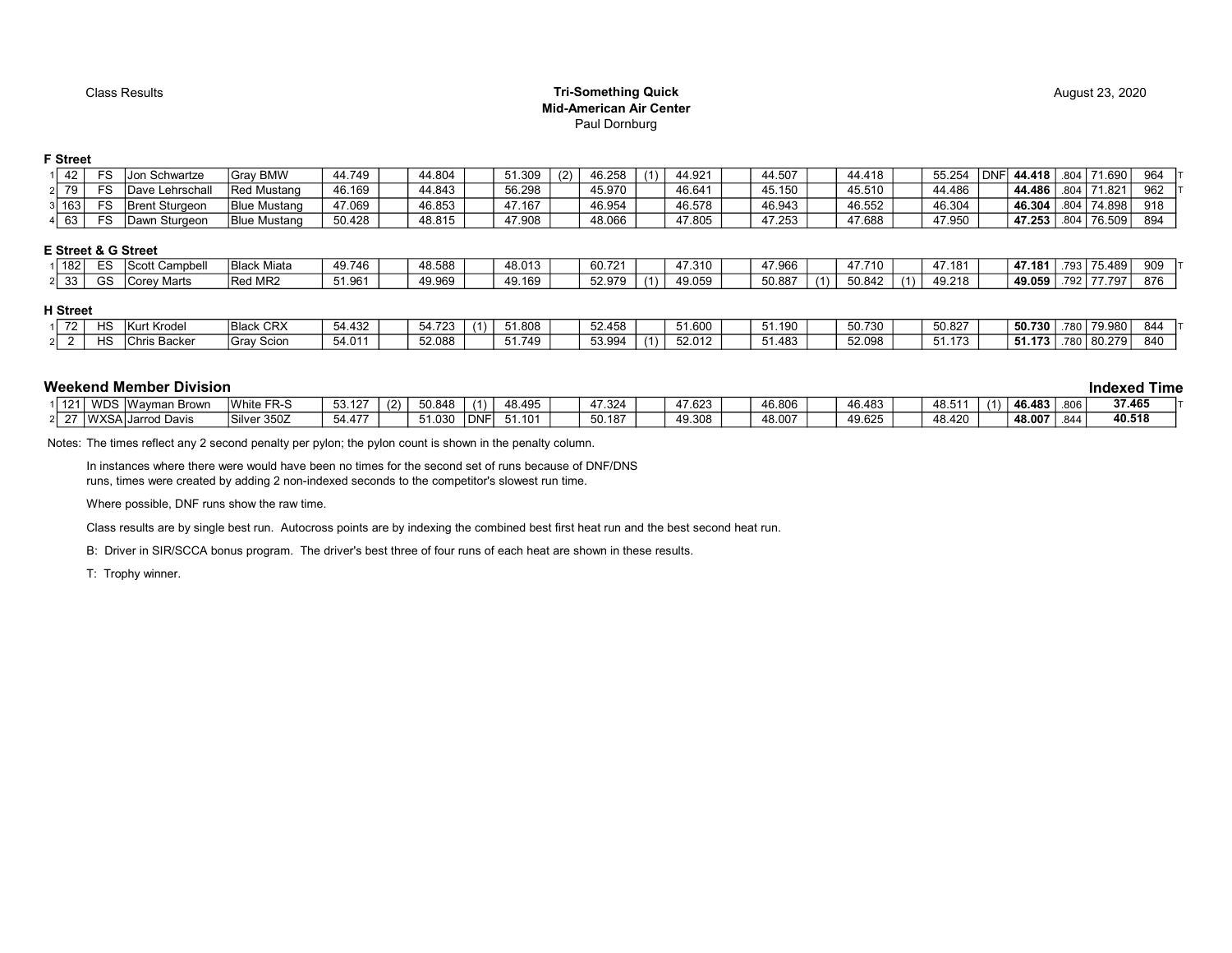Class Results

**Tri-Something Quick**
**Mid-American Air Center**
Paul Dornburg

August 23, 2020

**F Street**

| | | | | | | | | | | | | | | | | | | | | | | | | | |
|---|---|---|---|---|---|---|---|---|---|---|---|---|---|---|---|---|---|---|---|---|---|---|---|---|---|
| 1 | 42 | FS | Jon Schwartze | Gray BMW | 44.749 | | 44.804 | | 51.309 | (2) | 46.258 | (1) | 44.921 | | 44.507 | | 44.418 | | 55.254 | DNF | **44.418** | .804 | 71.690 | 964 | T |
| 2 | 79 | FS | Dave Lehrschall | Red Mustang | 46.169 | | 44.843 | | 56.298 | | 45.970 | | 46.641 | | 45.150 | | 45.510 | | 44.486 | | **44.486** | .804 | 71.821 | 962 | T |
| 3 | 163 | FS | Brent Sturgeon | Blue Mustang | 47.069 | | 46.853 | | 47.167 | | 46.954 | | 46.578 | | 46.943 | | 46.552 | | 46.304 | | **46.304** | .804 | 74.898 | 918 | |
| 4 | 63 | FS | Dawn Sturgeon | Blue Mustang | 50.428 | | 48.815 | | 47.908 | | 48.066 | | 47.805 | | 47.253 | | 47.688 | | 47.950 | | **47.253** | .804 | 76.509 | 894 | |

**E Street & G Street**

| | | | | | | | | | | | | | | | | | | | | | | | | | |
|---|---|---|---|---|---|---|---|---|---|---|---|---|---|---|---|---|---|---|---|---|---|---|---|---|---|
| 1 | 182 | ES | Scott Campbell | Black Miata | 49.746 | | 48.588 | | 48.013 | | 60.721 | | 47.310 | | 47.966 | | 47.710 | | 47.181 | | **47.181** | .793 | 75.489 | 909 | T |
| 2 | 33 | GS | Corey Marts | Red MR2 | 51.961 | | 49.969 | | 49.169 | | 52.979 | (1) | 49.059 | | 50.887 | (1) | 50.842 | (1) | 49.218 | | **49.059** | .792 | 77.797 | 876 | |

**H Street**

| | | | | | | | | | | | | | | | | | | | | | | | | | |
|---|---|---|---|---|---|---|---|---|---|---|---|---|---|---|---|---|---|---|---|---|---|---|---|---|---|
| 1 | 72 | HS | Kurt Krodel | Black CRX | 54.432 | | 54.723 | (1) | 51.808 | | 52.458 | | 51.600 | | 51.190 | | 50.730 | | 50.827 | | **50.730** | .780 | 79.980 | 844 | T |
| 2 | 2 | HS | Chris Backer | Gray Scion | 54.011 | | 52.088 | | 51.749 | | 53.994 | (1) | 52.012 | | 51.483 | | 52.098 | | 51.173 | | **51.173** | .780 | 80.279 | 840 | |

## Weekend Member Division

| | | | | | | | | | | | | | | | | | | | | | | | Indexed Time | |
|---|---|---|---|---|---|---|---|---|---|---|---|---|---|---|---|---|---|---|---|---|---|---|---|---|
| 1 | 121 | WDS | Wayman Brown | White FR-S | 53.127 | (2) | 50.848 | (1) | 48.495 | | 47.324 | | 47.623 | | 46.806 | | 46.483 | | 48.511 | (1) | **46.483** | .806 | **37.465** | T |
| 2 | 27 | WXSA | Jarrod Davis | Silver 350Z | 54.477 | | 51.030 | DNF | 51.101 | | 50.187 | | 49.308 | | 48.007 | | 49.625 | | 48.420 | | **48.007** | .844 | **40.518** | |

Notes: The times reflect any 2 second penalty per pylon; the pylon count is shown in the penalty column.

In instances where there were would have been no times for the second set of runs because of DNF/DNS runs, times were created by adding 2 non-indexed seconds to the competitor's slowest run time.

Where possible, DNF runs show the raw time.

Class results are by single best run. Autocross points are by indexing the combined best first heat run and the best second heat run.

B: Driver in SIR/SCCA bonus program. The driver's best three of four runs of each heat are shown in these results.

T: Trophy winner.